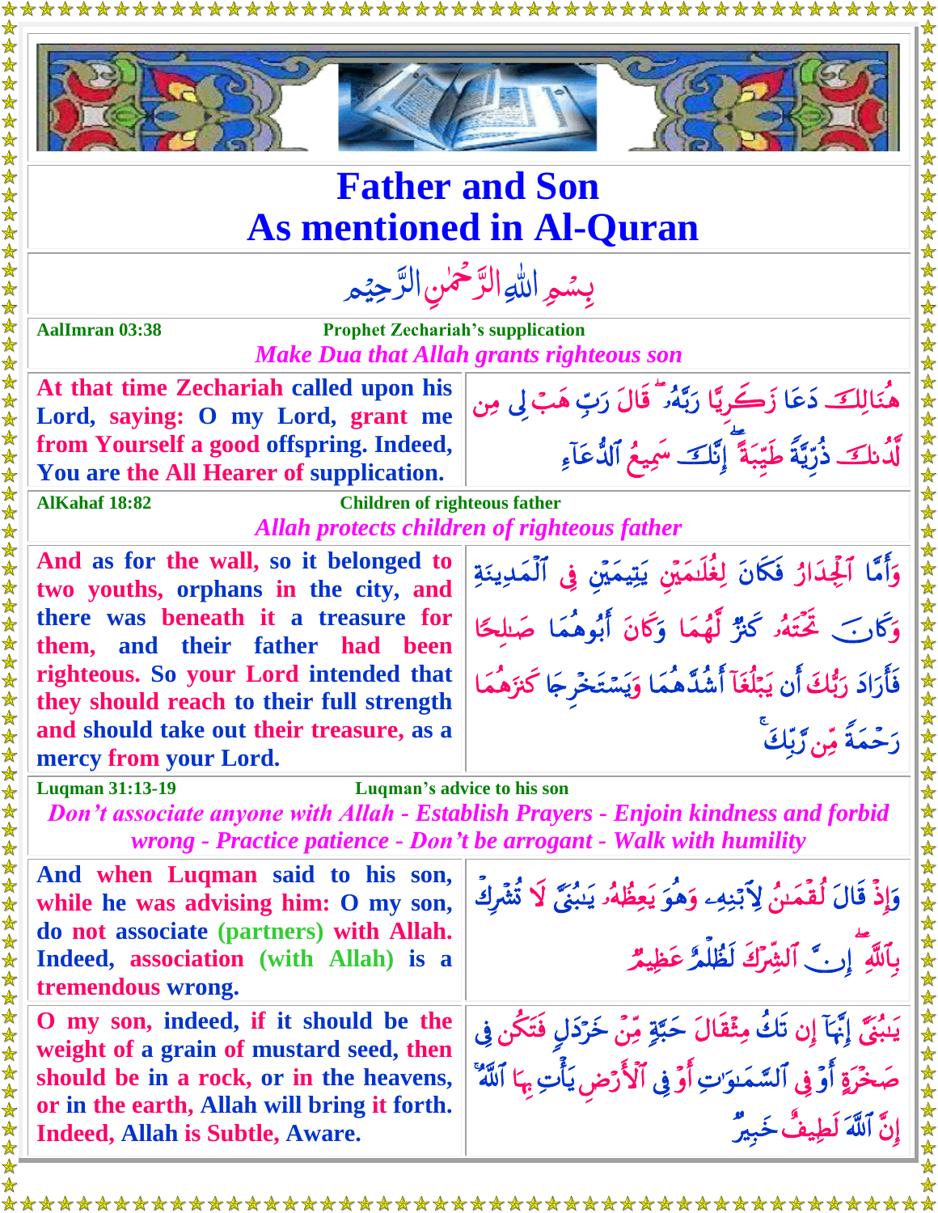# Father and Son
# As mentioned in Al-Quran

بِسْمِ اللهِ الرَّحْمٰنِ الرَّحِيْمِ

**AalImran 03:38** — **Prophet Zechariah's supplication**

***Make Dua that Allah grants righteous son***

| | |
|---|---|
| **At that time Zechariah called upon his Lord, saying: O my Lord, grant me from Yourself a good offspring. Indeed, You are the All Hearer of supplication.** | هُنَالِكَ دَعَا زَكَرِيَّا رَبَّهُۥ ۖ قَالَ رَبِّ هَبْ لِى مِن لَّدُنكَ ذُرِّيَّةً طَيِّبَةً ۖ إِنَّكَ سَمِيعُ ٱلدُّعَآءِ |

**AlKahaf 18:82** — **Children of righteous father**

***Allah protects children of righteous father***

| | |
|---|---|
| **And as for the wall, so it belonged to two youths, orphans in the city, and there was beneath it a treasure for them, and their father had been righteous. So your Lord intended that they should reach to their full strength and should take out their treasure, as a mercy from your Lord.** | وَأَمَّا ٱلْجِدَارُ فَكَانَ لِغُلَٰمَيْنِ يَتِيمَيْنِ فِى ٱلْمَدِينَةِ وَكَانَ تَحْتَهُۥ كَنزٌ لَّهُمَا وَكَانَ أَبُوهُمَا صَٰلِحًا فَأَرَادَ رَبُّكَ أَن يَبْلُغَآ أَشُدَّهُمَا وَيَسْتَخْرِجَا كَنزَهُمَا رَحْمَةً مِّن رَّبِّكَ ۚ |

**Luqman 31:13-19** — **Luqman's advice to his son**

***Don't associate anyone with Allah - Establish Prayers - Enjoin kindness and forbid wrong - Practice patience - Don't be arrogant - Walk with humility***

| | |
|---|---|
| **And when Luqman said to his son, while he was advising him: O my son, do not associate (partners) with Allah. Indeed, association (with Allah) is a tremendous wrong.** | وَإِذْ قَالَ لُقْمَٰنُ لِٱبْنِهِۦ وَهُوَ يَعِظُهُۥ يَٰبُنَىَّ لَا تُشْرِكْ بِٱللَّهِ ۖ إِنَّ ٱلشِّرْكَ لَظُلْمٌ عَظِيمٌ |
| **O my son, indeed, if it should be the weight of a grain of mustard seed, then should be in a rock, or in the heavens, or in the earth, Allah will bring it forth. Indeed, Allah is Subtle, Aware.** | يَٰبُنَىَّ إِنَّهَآ إِن تَكُ مِثْقَالَ حَبَّةٍ مِّنْ خَرْدَلٍ فَتَكُن فِى صَخْرَةٍ أَوْ فِى ٱلسَّمَٰوَٰتِ أَوْ فِى ٱلْأَرْضِ يَأْتِ بِهَا ٱللَّهُ ۚ إِنَّ ٱللَّهَ لَطِيفٌ خَبِيرٌ |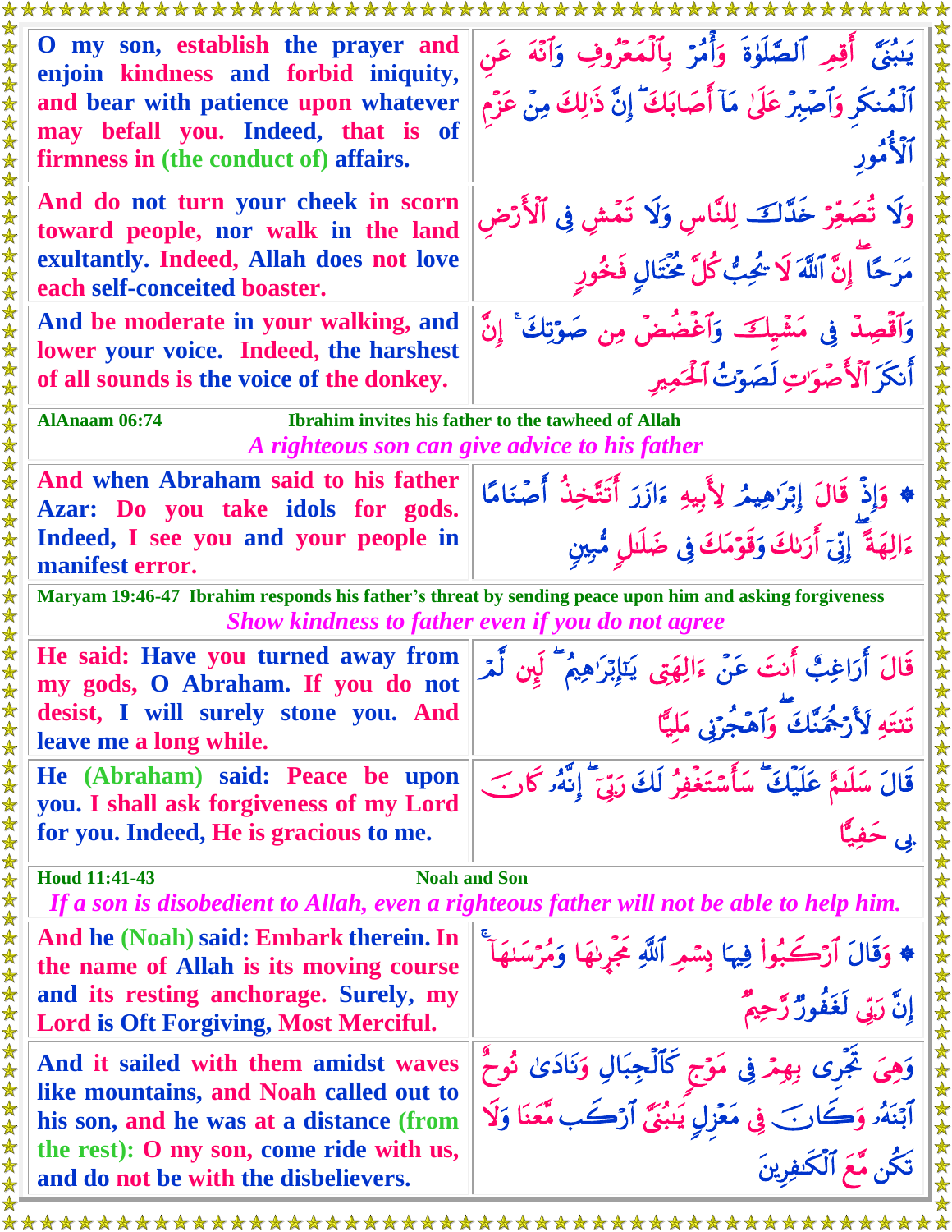| | |
|---|---|
| O my son, establish the prayer and enjoin kindness and forbid iniquity, and bear with patience upon whatever may befall you. Indeed, that is of firmness in (the conduct of) affairs. | يَٰبُنَيَّ أَقِمِ ٱلصَّلَوٰةَ وَأۡمُرۡ بِٱلۡمَعۡرُوفِ وَٱنۡهَ عَنِ ٱلۡمُنكَرِ وَٱصۡبِرۡ عَلَىٰ مَآ أَصَابَكَۖ إِنَّ ذَٰلِكَ مِنۡ عَزۡمِ ٱلۡأُمُورِ |
| And do not turn your cheek in scorn toward people, nor walk in the land exultantly. Indeed, Allah does not love each self-conceited boaster. | وَلَا تُصَعِّرۡ خَدَّكَ لِلنَّاسِ وَلَا تَمۡشِ فِي ٱلۡأَرۡضِ مَرَحًاۖ إِنَّ ٱللَّهَ لَا يُحِبُّ كُلَّ مُخۡتَالٖ فَخُورٖ |
| And be moderate in your walking, and lower your voice. Indeed, the harshest of all sounds is the voice of the donkey. | وَٱقۡصِدۡ فِي مَشۡيِكَ وَٱغۡضُضۡ مِن صَوۡتِكَۚ إِنَّ أَنكَرَ ٱلۡأَصۡوَٰتِ لَصَوۡتُ ٱلۡحَمِيرِ |

**AlAnaam 06:74** **Ibrahim invites his father to the tawheed of Allah**

*A righteous son can give advice to his father*

| | |
|---|---|
| And when Abraham said to his father Azar: Do you take idols for gods. Indeed, I see you and your people in manifest error. | ۞وَإِذۡ قَالَ إِبۡرَٰهِيمُ لِأَبِيهِ ءَازَرَ أَتَتَّخِذُ أَصۡنَامًا ءَالِهَةً إِنِّيٓ أَرَىٰكَ وَقَوۡمَكَ فِي ضَلَٰلٖ مُّبِينٖ |

**Maryam 19:46-47 Ibrahim responds his father's threat by sending peace upon him and asking forgiveness**

*Show kindness to father even if you do not agree*

| | |
|---|---|
| He said: Have you turned away from my gods, O Abraham. If you do not desist, I will surely stone you. And leave me a long while. | قَالَ أَرَاغِبٌ أَنتَ عَنۡ ءَالِهَتِي يَٰٓإِبۡرَٰهِيمُۖ لَئِن لَّمۡ تَنتَهِ لَأَرۡجُمَنَّكَۖ وَٱهۡجُرۡنِي مَلِيّٗا |
| He (Abraham) said: Peace be upon you. I shall ask forgiveness of my Lord for you. Indeed, He is gracious to me. | قَالَ سَلَٰمٌ عَلَيۡكَۖ سَأَسۡتَغۡفِرُ لَكَ رَبِّيٓۖ إِنَّهُۥ كَانَ بِي حَفِيّٗا |

**Houd 11:41-43** **Noah and Son**

*If a son is disobedient to Allah, even a righteous father will not be able to help him.*

| | |
|---|---|
| And he (Noah) said: Embark therein. In the name of Allah is its moving course and its resting anchorage. Surely, my Lord is Oft Forgiving, Most Merciful. | ۞وَقَالَ ٱرۡكَبُواْ فِيهَا بِسۡمِ ٱللَّهِ مَجۡرٜىٰهَا وَمُرۡسَىٰهَآۚ إِنَّ رَبِّي لَغَفُورٞ رَّحِيمٞ |
| And it sailed with them amidst waves like mountains, and Noah called out to his son, and he was at a distance (from the rest): O my son, come ride with us, and do not be with the disbelievers. | وَهِيَ تَجۡرِي بِهِمۡ فِي مَوۡجٖ كَٱلۡجِبَالِ وَنَادَىٰ نُوحٌ ٱبۡنَهُۥ وَكَانَ فِي مَعۡزِلٖ يَٰبُنَيَّ ٱرۡكَب مَّعَنَا وَلَا تَكُن مَّعَ ٱلۡكَٰفِرِينَ |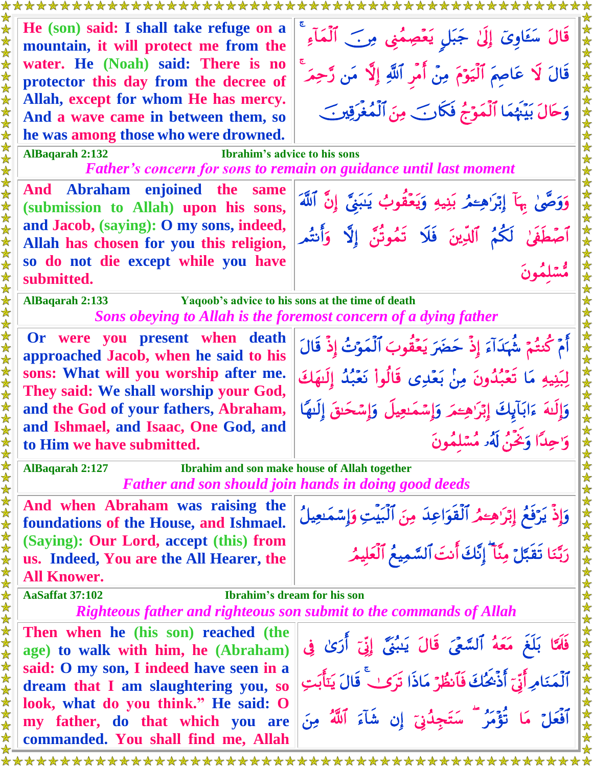| | |
|---|---|
| He (son) said: I shall take refuge on a mountain, it will protect me from the water. He (Noah) said: There is no protector this day from the decree of Allah, except for whom He has mercy. And a wave came in between them, so he was among those who were drowned. | قَالَ سَـَٔاوِىٓ إِلَىٰ جَبَلٍ يَعْصِمُنِى مِنَ ٱلْمَآءِ ۚ قَالَ لَا عَاصِمَ ٱلْيَوْمَ مِنْ أَمْرِ ٱللَّهِ إِلَّا مَن رَّحِمَ ۚ وَحَالَ بَيْنَهُمَا ٱلْمَوْجُ فَكَانَ مِنَ ٱلْمُغْرَقِينَ |

**AlBaqarah 2:132** — **Ibrahim's advice to his sons**

*Father's concern for sons to remain on guidance until last moment*

| | |
|---|---|
| And Abraham enjoined the same (submission to Allah) upon his sons, and Jacob, (saying): O my sons, indeed, Allah has chosen for you this religion, so do not die except while you have submitted. | وَوَصَّىٰ بِهَآ إِبْرَٰهِـۧمُ بَنِيهِ وَيَعْقُوبُ يَـٰبَنِىَّ إِنَّ ٱللَّهَ ٱصْطَفَىٰ لَكُمُ ٱلدِّينَ فَلَا تَمُوتُنَّ إِلَّا وَأَنتُم مُّسْلِمُونَ |

**AlBaqarah 2:133** — **Yaqoob's advice to his sons at the time of death**

*Sons obeying to Allah is the foremost concern of a dying father*

| | |
|---|---|
| Or were you present when death approached Jacob, when he said to his sons: What will you worship after me. They said: We shall worship your God, and the God of your fathers, Abraham, and Ishmael, and Isaac, One God, and to Him we have submitted. | أَمْ كُنتُمْ شُهَدَآءَ إِذْ حَضَرَ يَعْقُوبَ ٱلْمَوْتُ إِذْ قَالَ لِبَنِيهِ مَا تَعْبُدُونَ مِنۢ بَعْدِى قَالُوا۟ نَعْبُدُ إِلَـٰهَكَ وَإِلَـٰهَ ءَابَآئِكَ إِبْرَٰهِـۧمَ وَإِسْمَـٰعِيلَ وَإِسْحَـٰقَ إِلَـٰهًا وَٰحِدًا وَنَحْنُ لَهُۥ مُسْلِمُونَ |

**AlBaqarah 2:127** — **Ibrahim and son make house of Allah together**

*Father and son should join hands in doing good deeds*

| | |
|---|---|
| And when Abraham was raising the foundations of the House, and Ishmael. (Saying): Our Lord, accept (this) from us. Indeed, You are the All Hearer, the All Knower. | وَإِذْ يَرْفَعُ إِبْرَٰهِـۧمُ ٱلْقَوَاعِدَ مِنَ ٱلْبَيْتِ وَإِسْمَـٰعِيلُ رَبَّنَا تَقَبَّلْ مِنَّآ ۖ إِنَّكَ أَنتَ ٱلسَّمِيعُ ٱلْعَلِيمُ |

**AaSaffat 37:102** — **Ibrahim's dream for his son**

*Righteous father and righteous son submit to the commands of Allah*

| | |
|---|---|
| Then when he (his son) reached (the age) to walk with him, he (Abraham) said: O my son, I indeed have seen in a dream that I am slaughtering you, so look, what do you think." He said: O my father, do that which you are commanded. You shall find me, Allah | فَلَمَّا بَلَغَ مَعَهُ ٱلسَّعْىَ قَالَ يَـٰبُنَىَّ إِنِّىٓ أَرَىٰ فِى ٱلْمَنَامِ أَنِّىٓ أَذْبَحُكَ فَٱنظُرْ مَاذَا تَرَىٰ ۚ قَالَ يَـٰٓأَبَتِ ٱفْعَلْ مَا تُؤْمَرُ ۖ سَتَجِدُنِىٓ إِن شَآءَ ٱللَّهُ مِنَ |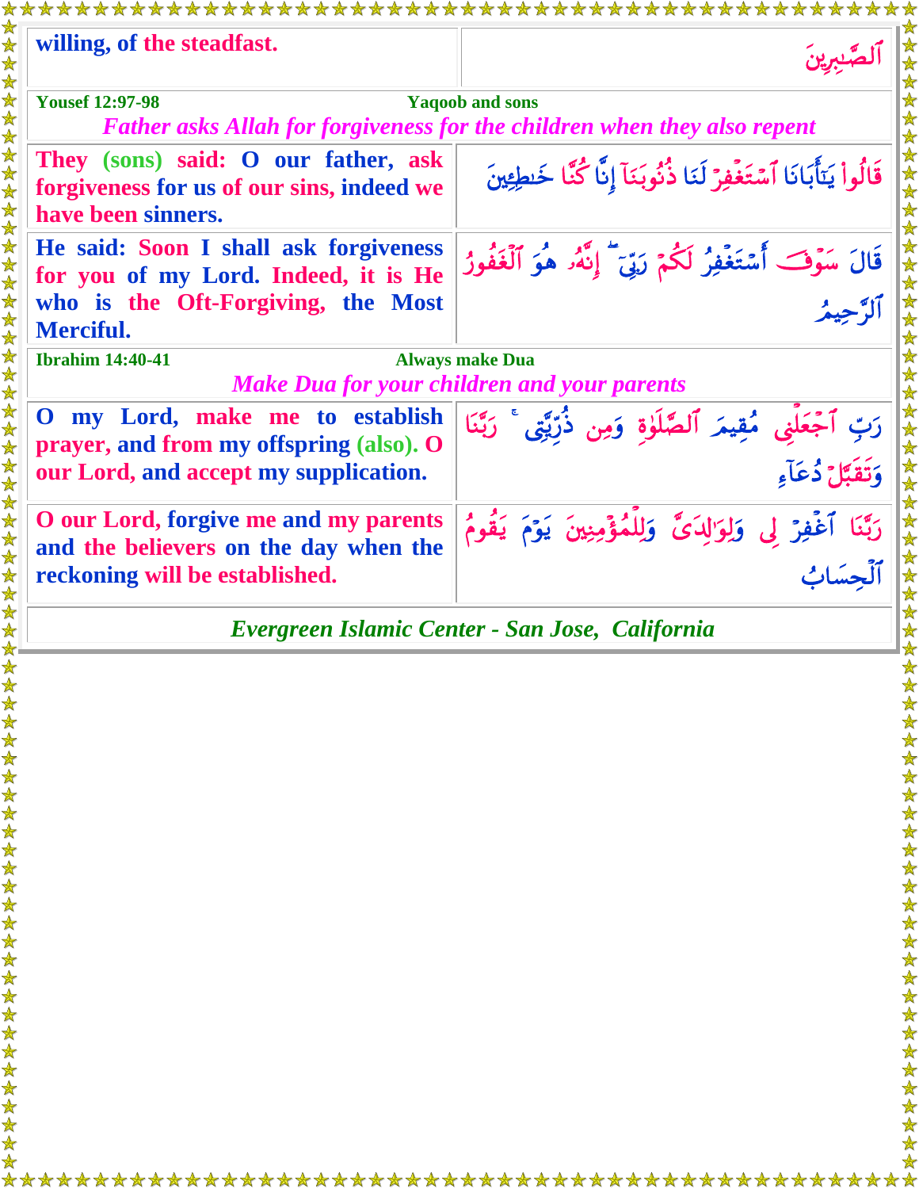| | |
|---|---|
| **willing, of the steadfast.** | ٱلصَّـٰبِرِينَ |

**Yousef 12:97-98** — **Yaqoob and sons**

***Father asks Allah for forgiveness for the children when they also repent***

| | |
|---|---|
| **They (sons) said: O our father, ask forgiveness for us of our sins, indeed we have been sinners.** | قَالُواْ يَـٰٓأَبَانَا ٱسْتَغْفِرْ لَنَا ذُنُوبَنَآ إِنَّا كُنَّا خَـٰطِـِٔينَ |
| **He said: Soon I shall ask forgiveness for you of my Lord. Indeed, it is He who is the Oft-Forgiving, the Most Merciful.** | قَالَ سَوْفَ أَسْتَغْفِرُ لَكُمْ رَبِّىٓ ۖ إِنَّهُۥ هُوَ ٱلْغَفُورُ ٱلرَّحِيمُ |

**Ibrahim 14:40-41** — **Always make Dua**

***Make Dua for your children and your parents***

| | |
|---|---|
| **O my Lord, make me to establish prayer, and from my offspring (also). O our Lord, and accept my supplication.** | رَبِّ ٱجْعَلْنِى مُقِيمَ ٱلصَّلَوٰةِ وَمِن ذُرِّيَّتِى ۚ رَبَّنَا وَتَقَبَّلْ دُعَآءِ |
| **O our Lord, forgive me and my parents and the believers on the day when the reckoning will be established.** | رَبَّنَا ٱغْفِرْ لِى وَلِوَٰلِدَىَّ وَلِلْمُؤْمِنِينَ يَوْمَ يَقُومُ ٱلْحِسَابُ |

***Evergreen Islamic Center - San Jose, California***